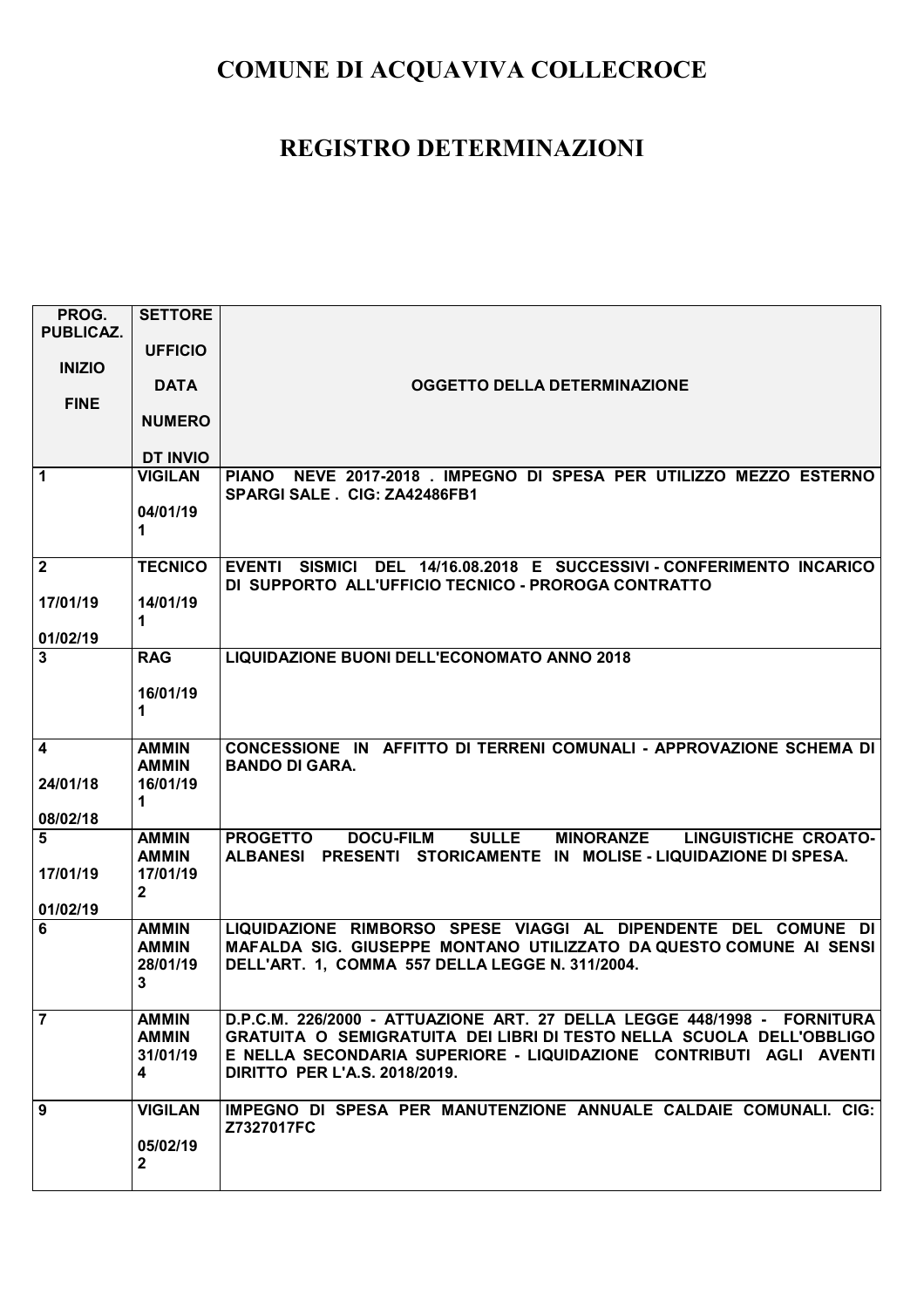# COMUNE DI ACQUAVIVA COLLECROCE

# REGISTRO DETERMINAZIONI

| PROG. PUBLICAZ.<br><br>INIZIO<br><br>FINE | SETTORE<br><br>UFFICIO<br><br>DATA<br><br>NUMERO<br><br>DT INVIO | OGGETTO DELLA DETERMINAZIONE |
|---|---|---|
| 1 | VIGILAN<br><br>04/01/19<br>1 | PIANO NEVE 2017-2018 . IMPEGNO DI SPESA PER UTILIZZO MEZZO ESTERNO SPARGI SALE . CIG: ZA42486FB1 |
| 2<br><br>17/01/19<br><br>01/02/19 | TECNICO<br><br>14/01/19<br>1 | EVENTI SISMICI DEL 14/16.08.2018 E SUCCESSIVI - CONFERIMENTO INCARICO DI SUPPORTO ALL'UFFICIO TECNICO - PROROGA CONTRATTO |
| 3 | RAG<br><br>16/01/19<br>1 | LIQUIDAZIONE BUONI DELL'ECONOMATO ANNO 2018 |
| 4<br><br>24/01/18<br><br>08/02/18 | AMMIN<br>AMMIN<br>16/01/19<br>1 | CONCESSIONE IN AFFITTO DI TERRENI COMUNALI - APPROVAZIONE SCHEMA DI BANDO DI GARA. |
| 5<br><br>17/01/19<br><br>01/02/19 | AMMIN<br>AMMIN<br>17/01/19<br>2 | PROGETTO DOCU-FILM SULLE MINORANZE LINGUISTICHE CROATO-ALBANESI PRESENTI STORICAMENTE IN MOLISE - LIQUIDAZIONE DI SPESA. |
| 6 | AMMIN<br>AMMIN<br>28/01/19<br>3 | LIQUIDAZIONE RIMBORSO SPESE VIAGGI AL DIPENDENTE DEL COMUNE DI MAFALDA SIG. GIUSEPPE MONTANO UTILIZZATO DA QUESTO COMUNE AI SENSI DELL'ART. 1, COMMA 557 DELLA LEGGE N. 311/2004. |
| 7 | AMMIN<br>AMMIN<br>31/01/19<br>4 | D.P.C.M. 226/2000 - ATTUAZIONE ART. 27 DELLA LEGGE 448/1998 - FORNITURA GRATUITA O SEMIGRATUITA DEI LIBRI DI TESTO NELLA SCUOLA DELL'OBBLIGO E NELLA SECONDARIA SUPERIORE - LIQUIDAZIONE CONTRIBUTI AGLI AVENTI DIRITTO PER L'A.S. 2018/2019. |
| 9 | VIGILAN<br><br>05/02/19<br>2 | IMPEGNO DI SPESA PER MANUTENZIONE ANNUALE CALDAIE COMUNALI. CIG: Z7327017FC |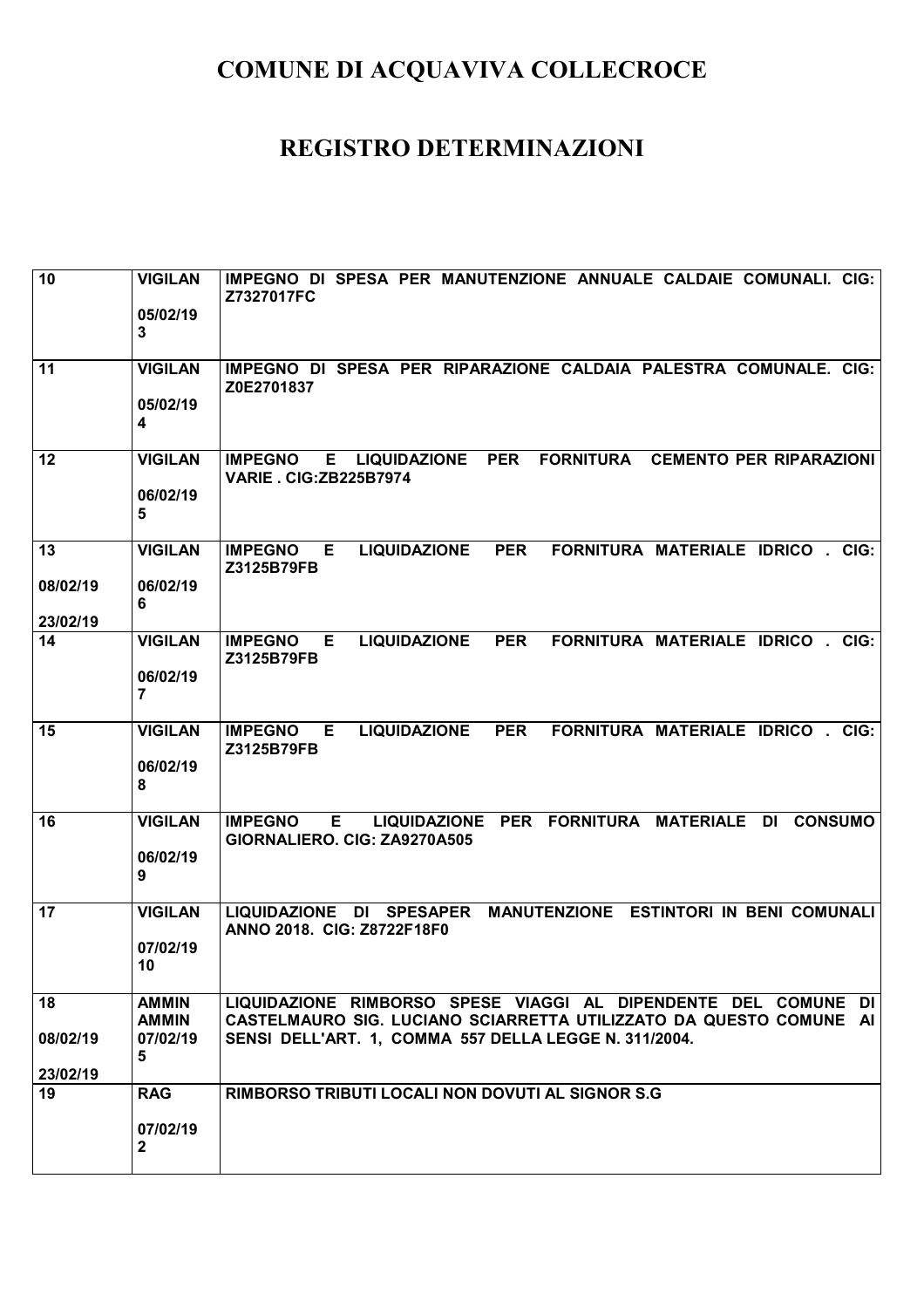# COMUNE DI ACQUAVIVA COLLECROCE

# REGISTRO DETERMINAZIONI

| | | |
|---|---|---|
| 10 | VIGILAN<br>05/02/19<br>3 | IMPEGNO DI SPESA PER MANUTENZIONE ANNUALE CALDAIE COMUNALI. CIG: Z7327017FC |
| 11 | VIGILAN<br>05/02/19<br>4 | IMPEGNO DI SPESA PER RIPARAZIONE CALDAIA PALESTRA COMUNALE. CIG: Z0E2701837 |
| 12 | VIGILAN<br>06/02/19<br>5 | IMPEGNO E LIQUIDAZIONE PER FORNITURA CEMENTO PER RIPARAZIONI VARIE . CIG:ZB225B7974 |
| 13<br>08/02/19<br>23/02/19 | VIGILAN<br>06/02/19<br>6 | IMPEGNO E LIQUIDAZIONE PER FORNITURA MATERIALE IDRICO . CIG: Z3125B79FB |
| 14 | VIGILAN<br>06/02/19<br>7 | IMPEGNO E LIQUIDAZIONE PER FORNITURA MATERIALE IDRICO . CIG: Z3125B79FB |
| 15 | VIGILAN<br>06/02/19<br>8 | IMPEGNO E LIQUIDAZIONE PER FORNITURA MATERIALE IDRICO . CIG: Z3125B79FB |
| 16 | VIGILAN<br>06/02/19<br>9 | IMPEGNO E LIQUIDAZIONE PER FORNITURA MATERIALE DI CONSUMO GIORNALIERO. CIG: ZA9270A505 |
| 17 | VIGILAN<br>07/02/19<br>10 | LIQUIDAZIONE DI SPESAPER MANUTENZIONE ESTINTORI IN BENI COMUNALI ANNO 2018. CIG: Z8722F18F0 |
| 18<br>08/02/19<br>23/02/19 | AMMIN<br>AMMIN<br>07/02/19<br>5 | LIQUIDAZIONE RIMBORSO SPESE VIAGGI AL DIPENDENTE DEL COMUNE DI CASTELMAURO SIG. LUCIANO SCIARRETTA UTILIZZATO DA QUESTO COMUNE AI SENSI DELL'ART. 1, COMMA 557 DELLA LEGGE N. 311/2004. |
| 19 | RAG<br>07/02/19<br>2 | RIMBORSO TRIBUTI LOCALI NON DOVUTI AL SIGNOR S.G |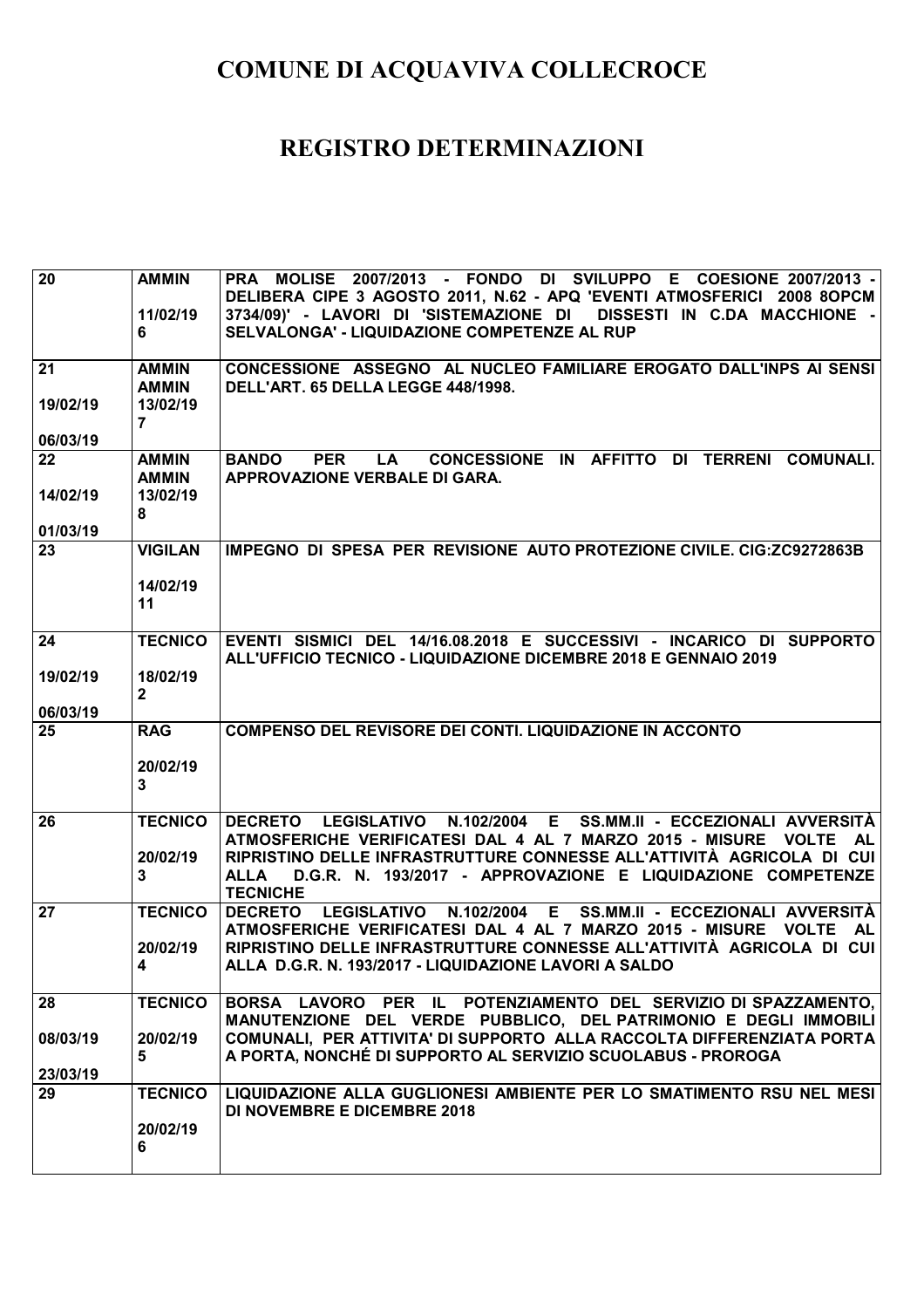# COMUNE DI ACQUAVIVA COLLECROCE

# REGISTRO DETERMINAZIONI

| | | |
|---|---|---|
| 20 | AMMIN<br><br>11/02/19<br>6 | PRA MOLISE 2007/2013 - FONDO DI SVILUPPO E COESIONE 2007/2013 - DELIBERA CIPE 3 AGOSTO 2011, N.62 - APQ 'EVENTI ATMOSFERICI 2008 8OPCM 3734/09)' - LAVORI DI 'SISTEMAZIONE DI DISSESTI IN C.DA MACCHIONE - SELVALONGA' - LIQUIDAZIONE COMPETENZE AL RUP |
| 21<br><br>19/02/19<br><br>06/03/19 | AMMIN<br>AMMIN<br>13/02/19<br>7 | CONCESSIONE ASSEGNO AL NUCLEO FAMILIARE EROGATO DALL'INPS AI SENSI DELL'ART. 65 DELLA LEGGE 448/1998. |
| 22<br><br>14/02/19<br><br>01/03/19 | AMMIN<br>AMMIN<br>13/02/19<br>8 | BANDO PER LA CONCESSIONE IN AFFITTO DI TERRENI COMUNALI. APPROVAZIONE VERBALE DI GARA. |
| 23 | VIGILAN<br><br>14/02/19<br>11 | IMPEGNO DI SPESA PER REVISIONE AUTO PROTEZIONE CIVILE. CIG:ZC9272863B |
| 24<br><br>19/02/19<br><br>06/03/19 | TECNICO<br><br>18/02/19<br>2 | EVENTI SISMICI DEL 14/16.08.2018 E SUCCESSIVI - INCARICO DI SUPPORTO ALL'UFFICIO TECNICO - LIQUIDAZIONE DICEMBRE 2018 E GENNAIO 2019 |
| 25 | RAG<br><br>20/02/19<br>3 | COMPENSO DEL REVISORE DEI CONTI. LIQUIDAZIONE IN ACCONTO |
| 26 | TECNICO<br><br>20/02/19<br>3 | DECRETO LEGISLATIVO N.102/2004 E SS.MM.II - ECCEZIONALI AVVERSITÀ ATMOSFERICHE VERIFICATESI DAL 4 AL 7 MARZO 2015 - MISURE VOLTE AL RIPRISTINO DELLE INFRASTRUTTURE CONNESSE ALL'ATTIVITÀ AGRICOLA DI CUI ALLA D.G.R. N. 193/2017 - APPROVAZIONE E LIQUIDAZIONE COMPETENZE TECNICHE |
| 27 | TECNICO<br><br>20/02/19<br>4 | DECRETO LEGISLATIVO N.102/2004 E SS.MM.II - ECCEZIONALI AVVERSITÀ ATMOSFERICHE VERIFICATESI DAL 4 AL 7 MARZO 2015 - MISURE VOLTE AL RIPRISTINO DELLE INFRASTRUTTURE CONNESSE ALL'ATTIVITÀ AGRICOLA DI CUI ALLA D.G.R. N. 193/2017 - LIQUIDAZIONE LAVORI A SALDO |
| 28<br><br>08/03/19<br><br>23/03/19 | TECNICO<br><br>20/02/19<br>5 | BORSA LAVORO PER IL POTENZIAMENTO DEL SERVIZIO DI SPAZZAMENTO, MANUTENZIONE DEL VERDE PUBBLICO, DEL PATRIMONIO E DEGLI IMMOBILI COMUNALI, PER ATTIVITA' DI SUPPORTO ALLA RACCOLTA DIFFERENZIATA PORTA A PORTA, NONCHÉ DI SUPPORTO AL SERVIZIO SCUOLABUS - PROROGA |
| 29 | TECNICO<br><br>20/02/19<br>6 | LIQUIDAZIONE ALLA GUGLIONESI AMBIENTE PER LO SMATIMENTO RSU NEL MESI DI NOVEMBRE E DICEMBRE 2018 |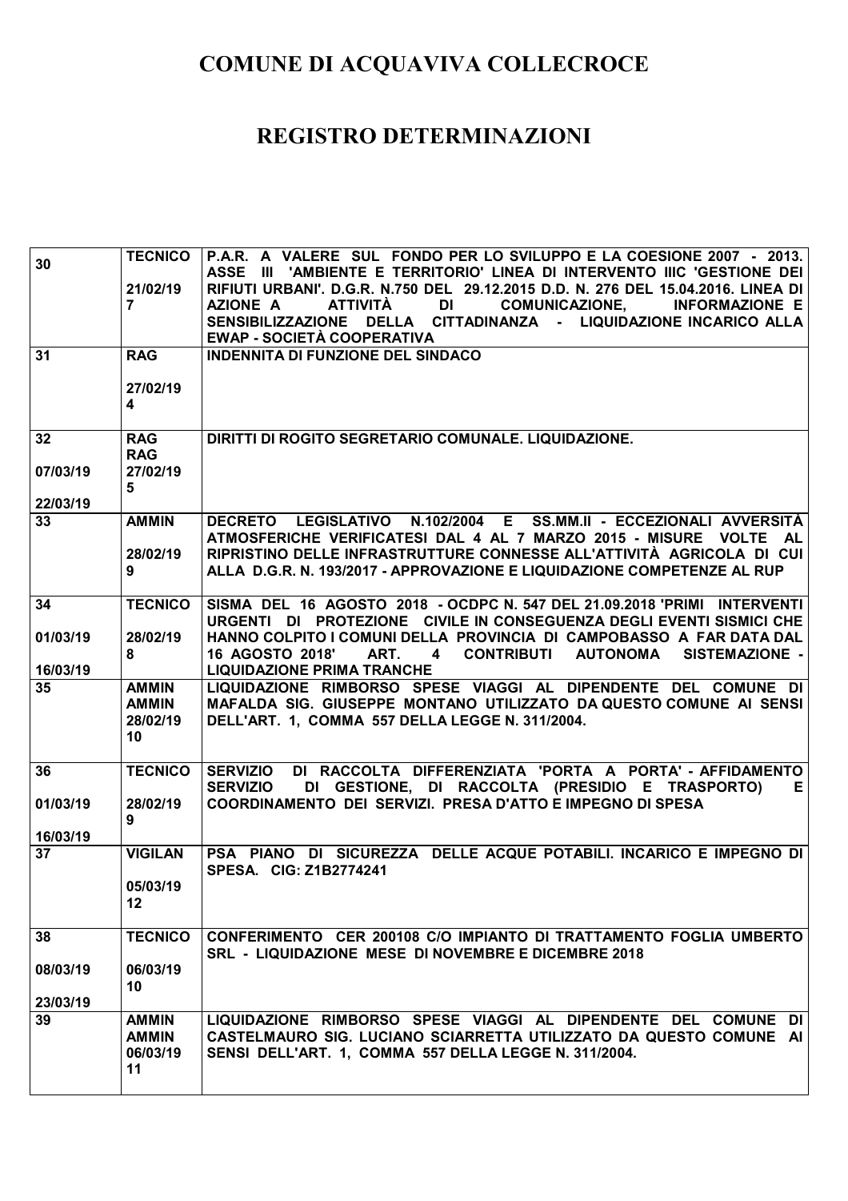# COMUNE DI ACQUAVIVA COLLECROCE

# REGISTRO DETERMINAZIONI

| | | |
|---|---|---|
| 30 | TECNICO<br><br>21/02/19<br>7 | P.A.R. A VALERE SUL FONDO PER LO SVILUPPO E LA COESIONE 2007 - 2013. ASSE III 'AMBIENTE E TERRITORIO' LINEA DI INTERVENTO IIIC 'GESTIONE DEI RIFIUTI URBANI'. D.G.R. N.750 DEL 29.12.2015 D.D. N. 276 DEL 15.04.2016. LINEA DI AZIONE A ATTIVITÀ DI COMUNICAZIONE, INFORMAZIONE E SENSIBILIZZAZIONE DELLA CITTADINANZA - LIQUIDAZIONE INCARICO ALLA EWAP - SOCIETÀ COOPERATIVA |
| 31 | RAG<br><br>27/02/19<br>4 | INDENNITA DI FUNZIONE DEL SINDACO |
| 32<br><br>07/03/19<br><br>22/03/19 | RAG<br>RAG<br>27/02/19<br>5 | DIRITTI DI ROGITO SEGRETARIO COMUNALE. LIQUIDAZIONE. |
| 33 | AMMIN<br><br>28/02/19<br>9 | DECRETO LEGISLATIVO N.102/2004 E SS.MM.II - ECCEZIONALI AVVERSITÀ ATMOSFERICHE VERIFICATESI DAL 4 AL 7 MARZO 2015 - MISURE VOLTE AL RIPRISTINO DELLE INFRASTRUTTURE CONNESSE ALL'ATTIVITÀ AGRICOLA DI CUI ALLA D.G.R. N. 193/2017 - APPROVAZIONE E LIQUIDAZIONE COMPETENZE AL RUP |
| 34<br><br>01/03/19<br><br>16/03/19 | TECNICO<br><br>28/02/19<br>8 | SISMA DEL 16 AGOSTO 2018 - OCDPC N. 547 DEL 21.09.2018 'PRIMI INTERVENTI URGENTI DI PROTEZIONE CIVILE IN CONSEGUENZA DEGLI EVENTI SISMICI CHE HANNO COLPITO I COMUNI DELLA PROVINCIA DI CAMPOBASSO A FAR DATA DAL 16 AGOSTO 2018' ART. 4 CONTRIBUTI AUTONOMA SISTEMAZIONE - LIQUIDAZIONE PRIMA TRANCHE |
| 35 | AMMIN<br>AMMIN<br>28/02/19<br>10 | LIQUIDAZIONE RIMBORSO SPESE VIAGGI AL DIPENDENTE DEL COMUNE DI MAFALDA SIG. GIUSEPPE MONTANO UTILIZZATO DA QUESTO COMUNE AI SENSI DELL'ART. 1, COMMA 557 DELLA LEGGE N. 311/2004. |
| 36<br><br>01/03/19<br><br>16/03/19 | TECNICO<br><br>28/02/19<br>9 | SERVIZIO DI RACCOLTA DIFFERENZIATA 'PORTA A PORTA' - AFFIDAMENTO SERVIZIO DI GESTIONE, DI RACCOLTA (PRESIDIO E TRASPORTO) E COORDINAMENTO DEI SERVIZI. PRESA D'ATTO E IMPEGNO DI SPESA |
| 37 | VIGILAN<br><br>05/03/19<br>12 | PSA PIANO DI SICUREZZA DELLE ACQUE POTABILI. INCARICO E IMPEGNO DI SPESA. CIG: Z1B2774241 |
| 38<br><br>08/03/19<br><br>23/03/19 | TECNICO<br><br>06/03/19<br>10 | CONFERIMENTO CER 200108 C/O IMPIANTO DI TRATTAMENTO FOGLIA UMBERTO SRL - LIQUIDAZIONE MESE DI NOVEMBRE E DICEMBRE 2018 |
| 39 | AMMIN<br>AMMIN<br>06/03/19<br>11 | LIQUIDAZIONE RIMBORSO SPESE VIAGGI AL DIPENDENTE DEL COMUNE DI CASTELMAURO SIG. LUCIANO SCIARRETTA UTILIZZATO DA QUESTO COMUNE AI SENSI DELL'ART. 1, COMMA 557 DELLA LEGGE N. 311/2004. |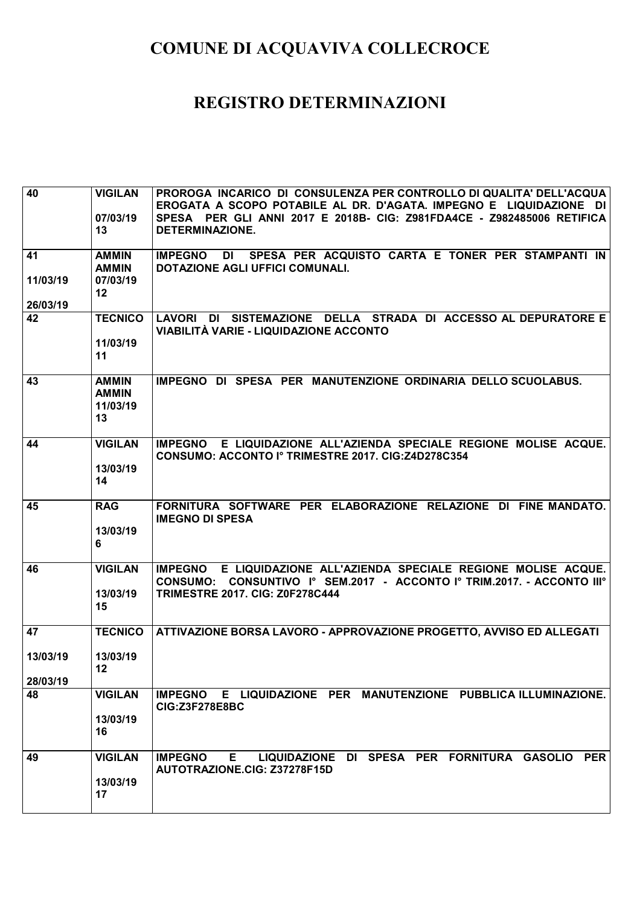# COMUNE DI ACQUAVIVA COLLECROCE

# REGISTRO DETERMINAZIONI

| | | |
|---|---|---|
| 40 | VIGILAN<br><br>07/03/19<br>13 | PROROGA INCARICO DI CONSULENZA PER CONTROLLO DI QUALITA' DELL'ACQUA EROGATA A SCOPO POTABILE AL DR. D'AGATA. IMPEGNO E LIQUIDAZIONE DI SPESA PER GLI ANNI 2017 E 2018B- CIG: Z981FDA4CE - Z982485006 RETIFICA DETERMINAZIONE. |
| 41<br><br>11/03/19<br><br>26/03/19 | AMMIN<br>AMMIN<br>07/03/19<br>12 | IMPEGNO DI SPESA PER ACQUISTO CARTA E TONER PER STAMPANTI IN DOTAZIONE AGLI UFFICI COMUNALI. |
| 42 | TECNICO<br><br>11/03/19<br>11 | LAVORI DI SISTEMAZIONE DELLA STRADA DI ACCESSO AL DEPURATORE E VIABILITÀ VARIE - LIQUIDAZIONE ACCONTO |
| 43 | AMMIN<br>AMMIN<br>11/03/19<br>13 | IMPEGNO DI SPESA PER MANUTENZIONE ORDINARIA DELLO SCUOLABUS. |
| 44 | VIGILAN<br><br>13/03/19<br>14 | IMPEGNO E LIQUIDAZIONE ALL'AZIENDA SPECIALE REGIONE MOLISE ACQUE. CONSUMO: ACCONTO I° TRIMESTRE 2017. CIG:Z4D278C354 |
| 45 | RAG<br><br>13/03/19<br>6 | FORNITURA SOFTWARE PER ELABORAZIONE RELAZIONE DI FINE MANDATO. IMEGNO DI SPESA |
| 46 | VIGILAN<br><br>13/03/19<br>15 | IMPEGNO E LIQUIDAZIONE ALL'AZIENDA SPECIALE REGIONE MOLISE ACQUE. CONSUMO: CONSUNTIVO I° SEM.2017 - ACCONTO I° TRIM.2017. - ACCONTO III° TRIMESTRE 2017. CIG: Z0F278C444 |
| 47<br><br>13/03/19<br><br>28/03/19 | TECNICO<br><br>13/03/19<br>12 | ATTIVAZIONE BORSA LAVORO - APPROVAZIONE PROGETTO, AVVISO ED ALLEGATI |
| 48 | VIGILAN<br><br>13/03/19<br>16 | IMPEGNO E LIQUIDAZIONE PER MANUTENZIONE PUBBLICA ILLUMINAZIONE. CIG:Z3F278E8BC |
| 49 | VIGILAN<br><br>13/03/19<br>17 | IMPEGNO E LIQUIDAZIONE DI SPESA PER FORNITURA GASOLIO PER AUTOTRAZIONE.CIG: Z37278F15D |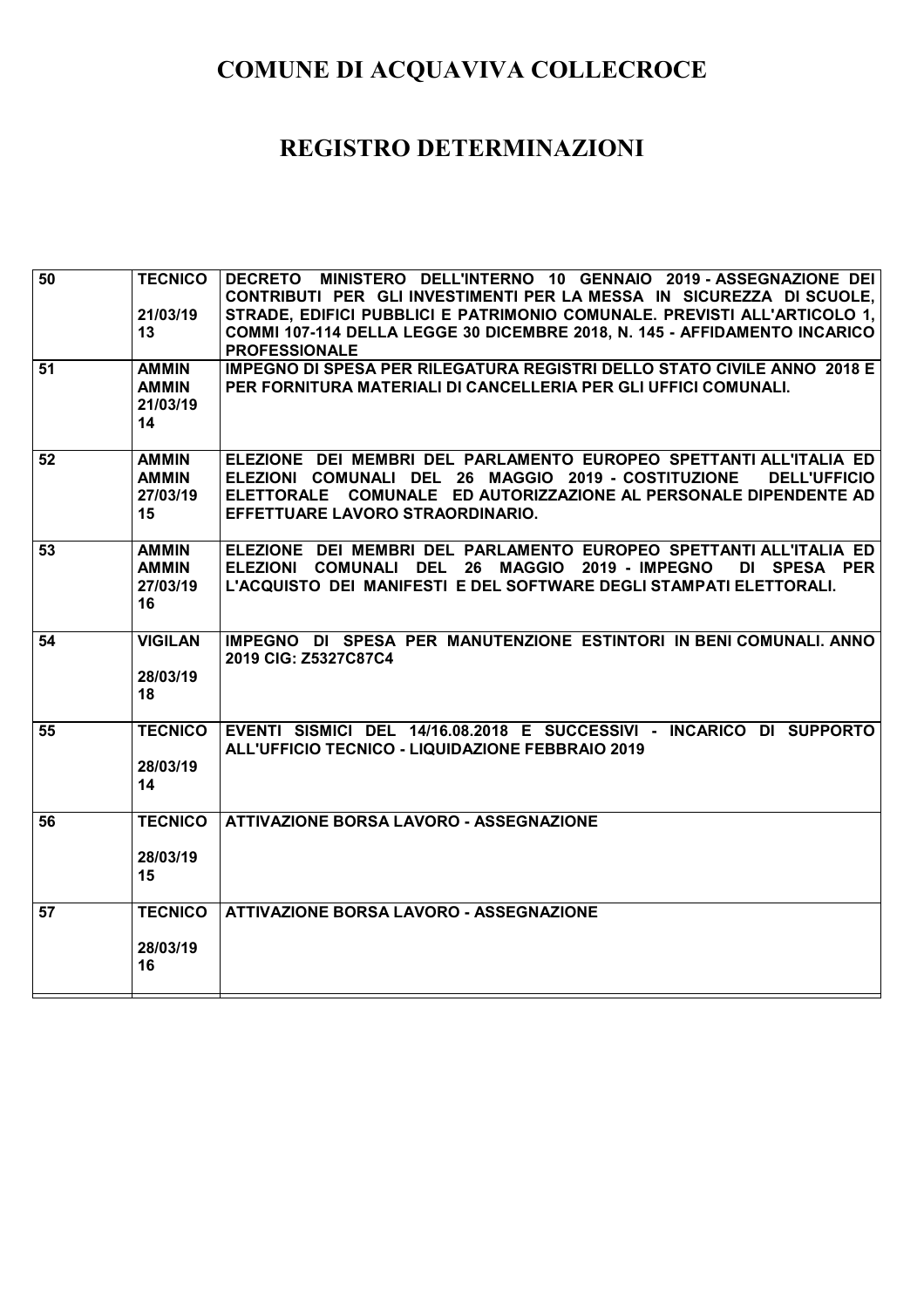# COMUNE DI ACQUAVIVA COLLECROCE

# REGISTRO DETERMINAZIONI

| | | |
|---|---|---|
| 50 | TECNICO<br><br>21/03/19<br>13 | DECRETO MINISTERO DELL'INTERNO 10 GENNAIO 2019 - ASSEGNAZIONE DEI CONTRIBUTI PER GLI INVESTIMENTI PER LA MESSA IN SICUREZZA DI SCUOLE, STRADE, EDIFICI PUBBLICI E PATRIMONIO COMUNALE. PREVISTI ALL'ARTICOLO 1, COMMI 107-114 DELLA LEGGE 30 DICEMBRE 2018, N. 145 - AFFIDAMENTO INCARICO PROFESSIONALE |
| 51 | AMMIN<br>AMMIN<br>21/03/19<br>14 | IMPEGNO DI SPESA PER RILEGATURA REGISTRI DELLO STATO CIVILE ANNO 2018 E PER FORNITURA MATERIALI DI CANCELLERIA PER GLI UFFICI COMUNALI. |
| 52 | AMMIN<br>AMMIN<br>27/03/19<br>15 | ELEZIONE DEI MEMBRI DEL PARLAMENTO EUROPEO SPETTANTI ALL'ITALIA ED ELEZIONI COMUNALI DEL 26 MAGGIO 2019 - COSTITUZIONE DELL'UFFICIO ELETTORALE COMUNALE ED AUTORIZZAZIONE AL PERSONALE DIPENDENTE AD EFFETTUARE LAVORO STRAORDINARIO. |
| 53 | AMMIN<br>AMMIN<br>27/03/19<br>16 | ELEZIONE DEI MEMBRI DEL PARLAMENTO EUROPEO SPETTANTI ALL'ITALIA ED ELEZIONI COMUNALI DEL 26 MAGGIO 2019 - IMPEGNO DI SPESA PER L'ACQUISTO DEI MANIFESTI E DEL SOFTWARE DEGLI STAMPATI ELETTORALI. |
| 54 | VIGILAN<br><br>28/03/19<br>18 | IMPEGNO DI SPESA PER MANUTENZIONE ESTINTORI IN BENI COMUNALI. ANNO 2019 CIG: Z5327C87C4 |
| 55 | TECNICO<br><br>28/03/19<br>14 | EVENTI SISMICI DEL 14/16.08.2018 E SUCCESSIVI - INCARICO DI SUPPORTO ALL'UFFICIO TECNICO - LIQUIDAZIONE FEBBRAIO 2019 |
| 56 | TECNICO<br><br>28/03/19<br>15 | ATTIVAZIONE BORSA LAVORO - ASSEGNAZIONE |
| 57 | TECNICO<br><br>28/03/19<br>16 | ATTIVAZIONE BORSA LAVORO - ASSEGNAZIONE |